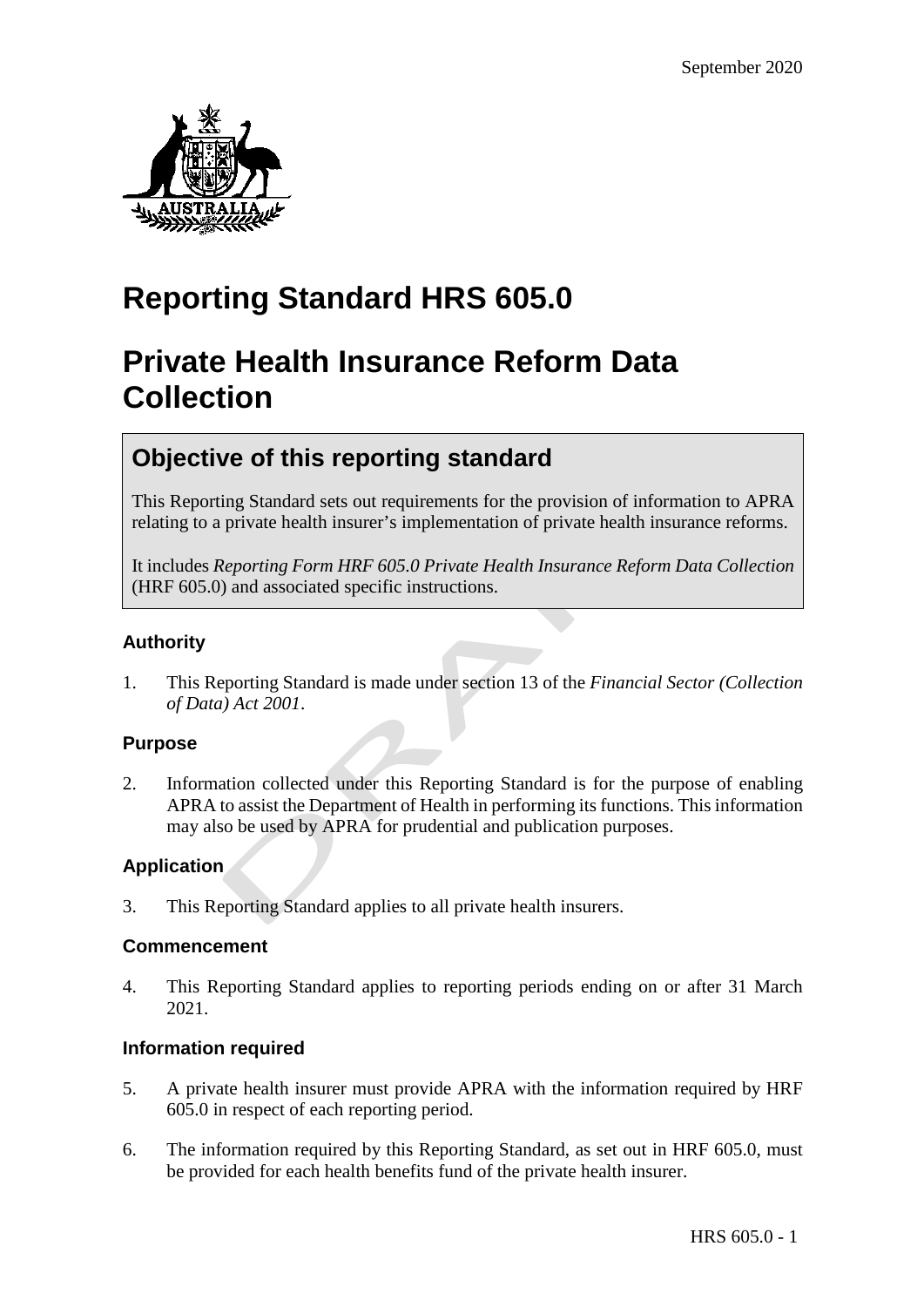September 2020

# Reporting Standard HRS 605.0

# Private Health Insurance Reform Data Collection

## Objective of this reporting standard

This Reporting Standard sets out requirements for the provision of information to APRA relating to a private health insurer's implementation of private health insurance reforms.

It includes *Reporting Form HRF 605.0 Private Health Insurance Reform Data Collection* (HRF 605.0) and associated specific instructions.

### Authority

1. This Reporting Standard is made under section 13 of the *Financial Sector (Collection of Data) Act 2001*.

### Purpose

2. Information collected under this Reporting Standard is for the purpose of enabling APRA to assist the Department of Health in performing its functions. This information may also be used by APRA for prudential and publication purposes.

### Application

3. This Reporting Standard applies to all private health insurers.

### Commencement

4. This Reporting Standard applies to reporting periods ending on or after 31 March 2021.

### Information required

5. A private health insurer must provide APRA with the information required by HRF 605.0 in respect of each reporting period.

6. The information required by this Reporting Standard, as set out in HRF 605.0, must be provided for each health benefits fund of the private health insurer.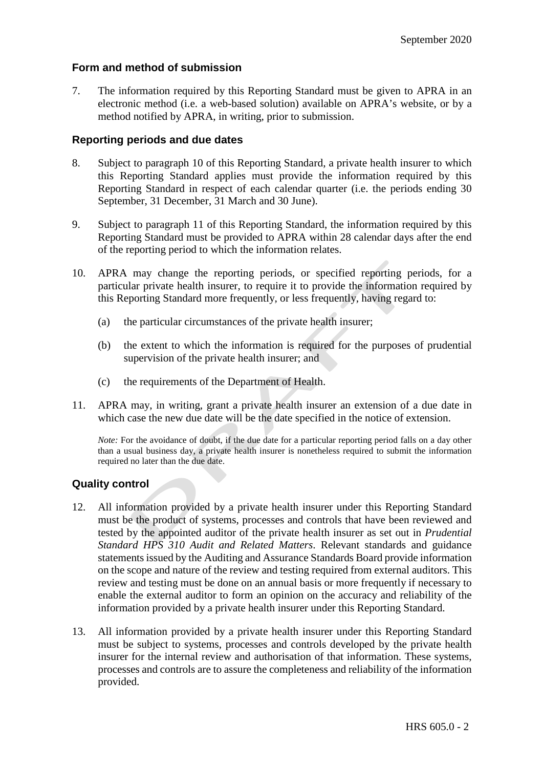## Form and method of submission

7. The information required by this Reporting Standard must be given to APRA in an electronic method (i.e. a web-based solution) available on APRA's website, or by a method notified by APRA, in writing, prior to submission.

## Reporting periods and due dates

8. Subject to paragraph 10 of this Reporting Standard, a private health insurer to which this Reporting Standard applies must provide the information required by this Reporting Standard in respect of each calendar quarter (i.e. the periods ending 30 September, 31 December, 31 March and 30 June).

9. Subject to paragraph 11 of this Reporting Standard, the information required by this Reporting Standard must be provided to APRA within 28 calendar days after the end of the reporting period to which the information relates.

10. APRA may change the reporting periods, or specified reporting periods, for a particular private health insurer, to require it to provide the information required by this Reporting Standard more frequently, or less frequently, having regard to:

    (a) the particular circumstances of the private health insurer;

    (b) the extent to which the information is required for the purposes of prudential supervision of the private health insurer; and

    (c) the requirements of the Department of Health.

11. APRA may, in writing, grant a private health insurer an extension of a due date in which case the new due date will be the date specified in the notice of extension.

*Note:* For the avoidance of doubt, if the due date for a particular reporting period falls on a day other than a usual business day, a private health insurer is nonetheless required to submit the information required no later than the due date.

## Quality control

12. All information provided by a private health insurer under this Reporting Standard must be the product of systems, processes and controls that have been reviewed and tested by the appointed auditor of the private health insurer as set out in *Prudential Standard HPS 310 Audit and Related Matters*. Relevant standards and guidance statements issued by the Auditing and Assurance Standards Board provide information on the scope and nature of the review and testing required from external auditors. This review and testing must be done on an annual basis or more frequently if necessary to enable the external auditor to form an opinion on the accuracy and reliability of the information provided by a private health insurer under this Reporting Standard.

13. All information provided by a private health insurer under this Reporting Standard must be subject to systems, processes and controls developed by the private health insurer for the internal review and authorisation of that information. These systems, processes and controls are to assure the completeness and reliability of the information provided.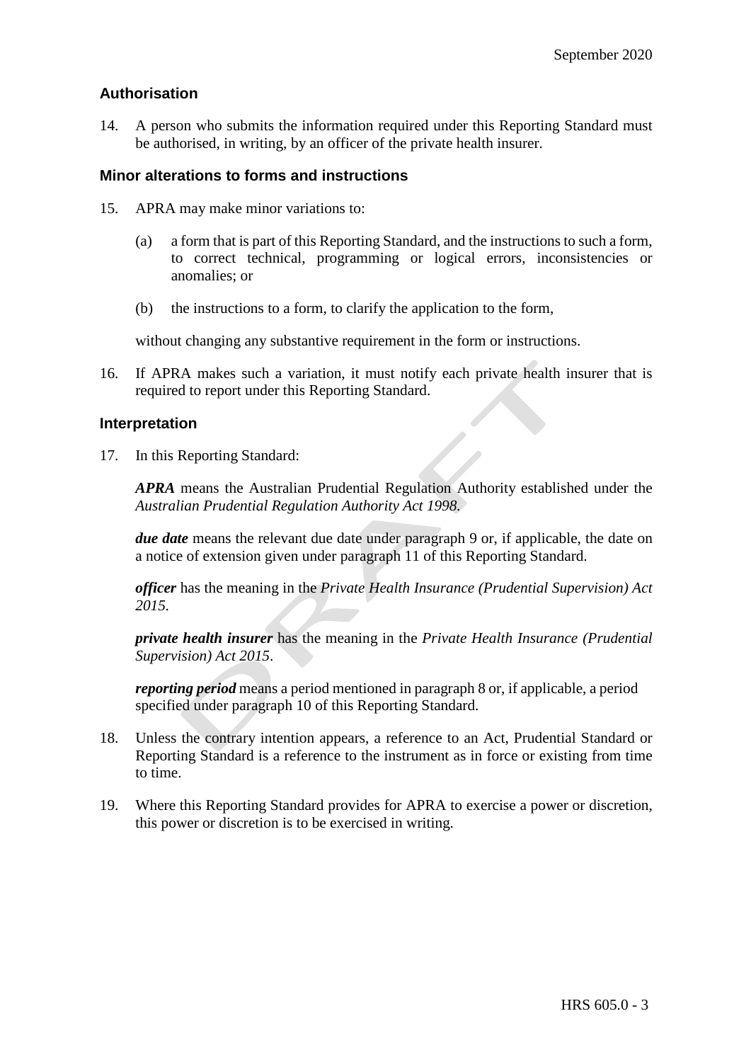## Authorisation

14. A person who submits the information required under this Reporting Standard must be authorised, in writing, by an officer of the private health insurer.

## Minor alterations to forms and instructions

15. APRA may make minor variations to:

    (a) a form that is part of this Reporting Standard, and the instructions to such a form, to correct technical, programming or logical errors, inconsistencies or anomalies; or

    (b) the instructions to a form, to clarify the application to the form,

    without changing any substantive requirement in the form or instructions.

16. If APRA makes such a variation, it must notify each private health insurer that is required to report under this Reporting Standard.

## Interpretation

17. In this Reporting Standard:

    ***APRA*** means the Australian Prudential Regulation Authority established under the *Australian Prudential Regulation Authority Act 1998*.

    ***due date*** means the relevant due date under paragraph 9 or, if applicable, the date on a notice of extension given under paragraph 11 of this Reporting Standard.

    ***officer*** has the meaning in the *Private Health Insurance (Prudential Supervision) Act 2015*.

    ***private health insurer*** has the meaning in the *Private Health Insurance (Prudential Supervision) Act 2015*.

    ***reporting period*** means a period mentioned in paragraph 8 or, if applicable, a period specified under paragraph 10 of this Reporting Standard.

18. Unless the contrary intention appears, a reference to an Act, Prudential Standard or Reporting Standard is a reference to the instrument as in force or existing from time to time.

19. Where this Reporting Standard provides for APRA to exercise a power or discretion, this power or discretion is to be exercised in writing.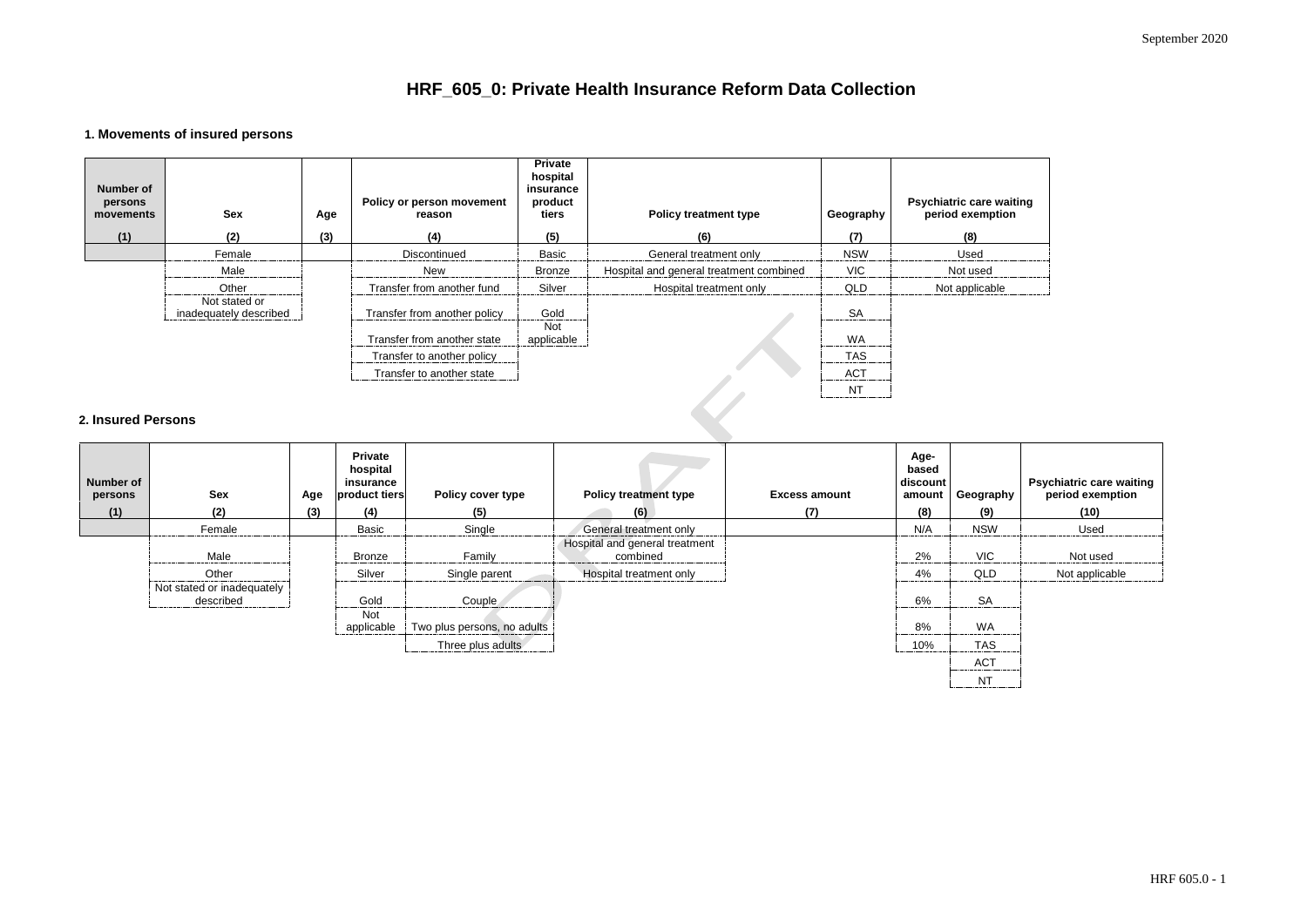# HRF_605_0: Private Health Insurance Reform Data Collection

### 1. Movements of insured persons

| Number of persons movements | Sex | Age | Policy or person movement reason | Private hospital insurance product tiers | Policy treatment type | Geography | Psychiatric care waiting period exemption |
|---|---|---|---|---|---|---|---|
| (1) | (2) | (3) | (4) | (5) | (6) | (7) | (8) |
| | Female | | Discontinued | Basic | General treatment only | NSW | Used |
| | Male | | New | Bronze | Hospital and general treatment combined | VIC | Not used |
| | Other | | Transfer from another fund | Silver | Hospital treatment only | QLD | Not applicable |
| | Not stated or inadequately described | | Transfer from another policy | Gold | | SA | |
| | | | Transfer from another state | Not applicable | | WA | |
| | | | Transfer to another policy | | | TAS | |
| | | | Transfer to another state | | | ACT | |
| | | | | | | NT | |

### 2. Insured Persons

| Number of persons | Sex | Age | Private hospital insurance product tiers | Policy cover type | Policy treatment type | Excess amount | Age-based discount amount | Geography | Psychiatric care waiting period exemption |
|---|---|---|---|---|---|---|---|---|---|
| (1) | (2) | (3) | (4) | (5) | (6) | (7) | (8) | (9) | (10) |
| | Female | | Basic | Single | General treatment only | | N/A | NSW | Used |
| | Male | | Bronze | Family | Hospital and general treatment combined | | 2% | VIC | Not used |
| | Other | | Silver | Single parent | Hospital treatment only | | 4% | QLD | Not applicable |
| | Not stated or inadequately described | | Gold | Couple | | | 6% | SA | |
| | | | Not applicable | Two plus persons, no adults | | | 8% | WA | |
| | | | | Three plus adults | | | 10% | TAS | |
| | | | | | | | | ACT | |
| | | | | | | | | NT | |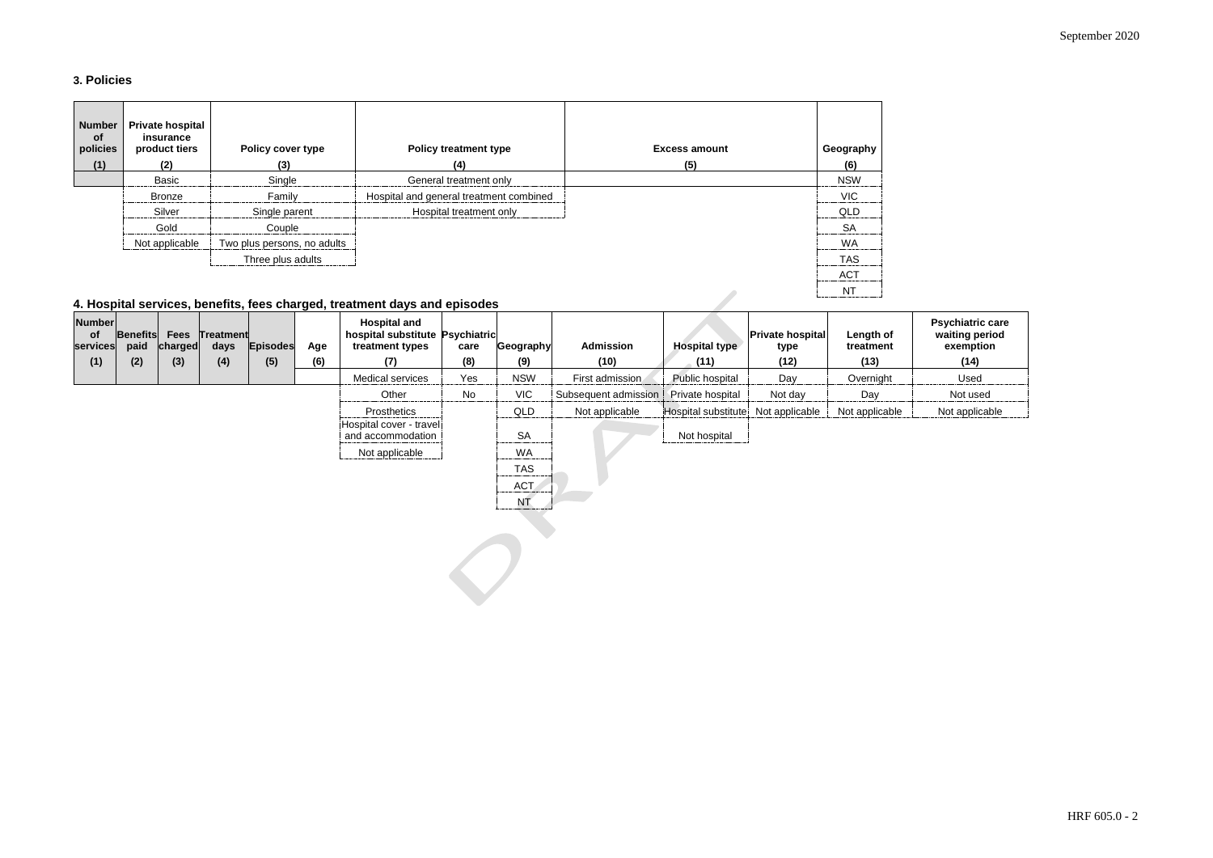### 3. Policies

| Number of policies | Private hospital insurance product tiers | Policy cover type | Policy treatment type | Excess amount | Geography |
|---|---|---|---|---|---|
| (1) | (2) | (3) | (4) | (5) | (6) |
| | Basic | Single | General treatment only | | NSW |
| | Bronze | Family | Hospital and general treatment combined | | VIC |
| | Silver | Single parent | Hospital treatment only | | QLD |
| | Gold | Couple | | | SA |
| | Not applicable | Two plus persons, no adults | | | WA |
| | | Three plus adults | | | TAS |
| | | | | | ACT |
| | | | | | NT |

### 4. Hospital services, benefits, fees charged, treatment days and episodes

| Number of services | Benefits paid | Fees charged | Treatment days | Episodes | Age | Hospital and hospital substitute treatment types | Psychiatric care | Geography | Admission | Hospital type | Private hospital type | Length of treatment | Psychiatric care waiting period exemption |
|---|---|---|---|---|---|---|---|---|---|---|---|---|---|
| (1) | (2) | (3) | (4) | (5) | (6) | (7) | (8) | (9) | (10) | (11) | (12) | (13) | (14) |
| | | | | | | Medical services | Yes | NSW | First admission | Public hospital | Day | Overnight | Used |
| | | | | | | Other | No | VIC | Subsequent admission | Private hospital | Not day | Day | Not used |
| | | | | | | Prosthetics | | QLD | Not applicable | Hospital substitute | Not applicable | Not applicable | Not applicable |
| | | | | | | Hospital cover - travel and accommodation | | SA | | Not hospital | | | |
| | | | | | | Not applicable | | WA | | | | | |
| | | | | | | | | TAS | | | | | |
| | | | | | | | | ACT | | | | | |
| | | | | | | | | NT | | | | | |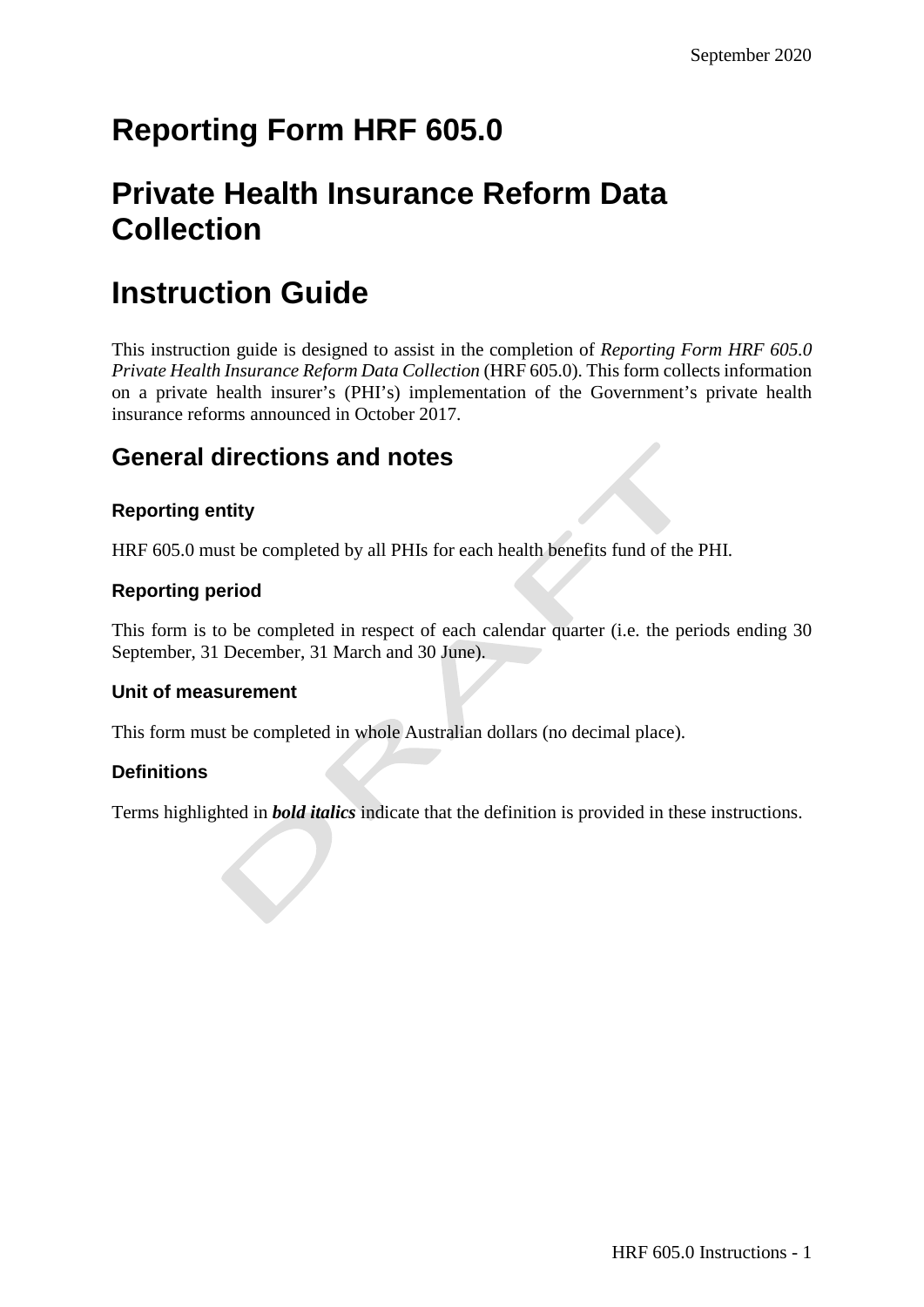# Reporting Form HRF 605.0

# Private Health Insurance Reform Data Collection

# Instruction Guide

This instruction guide is designed to assist in the completion of *Reporting Form HRF 605.0 Private Health Insurance Reform Data Collection* (HRF 605.0). This form collects information on a private health insurer's (PHI's) implementation of the Government's private health insurance reforms announced in October 2017.

## General directions and notes

### Reporting entity

HRF 605.0 must be completed by all PHIs for each health benefits fund of the PHI.

### Reporting period

This form is to be completed in respect of each calendar quarter (i.e. the periods ending 30 September, 31 December, 31 March and 30 June).

### Unit of measurement

This form must be completed in whole Australian dollars (no decimal place).

### Definitions

Terms highlighted in ***bold italics*** indicate that the definition is provided in these instructions.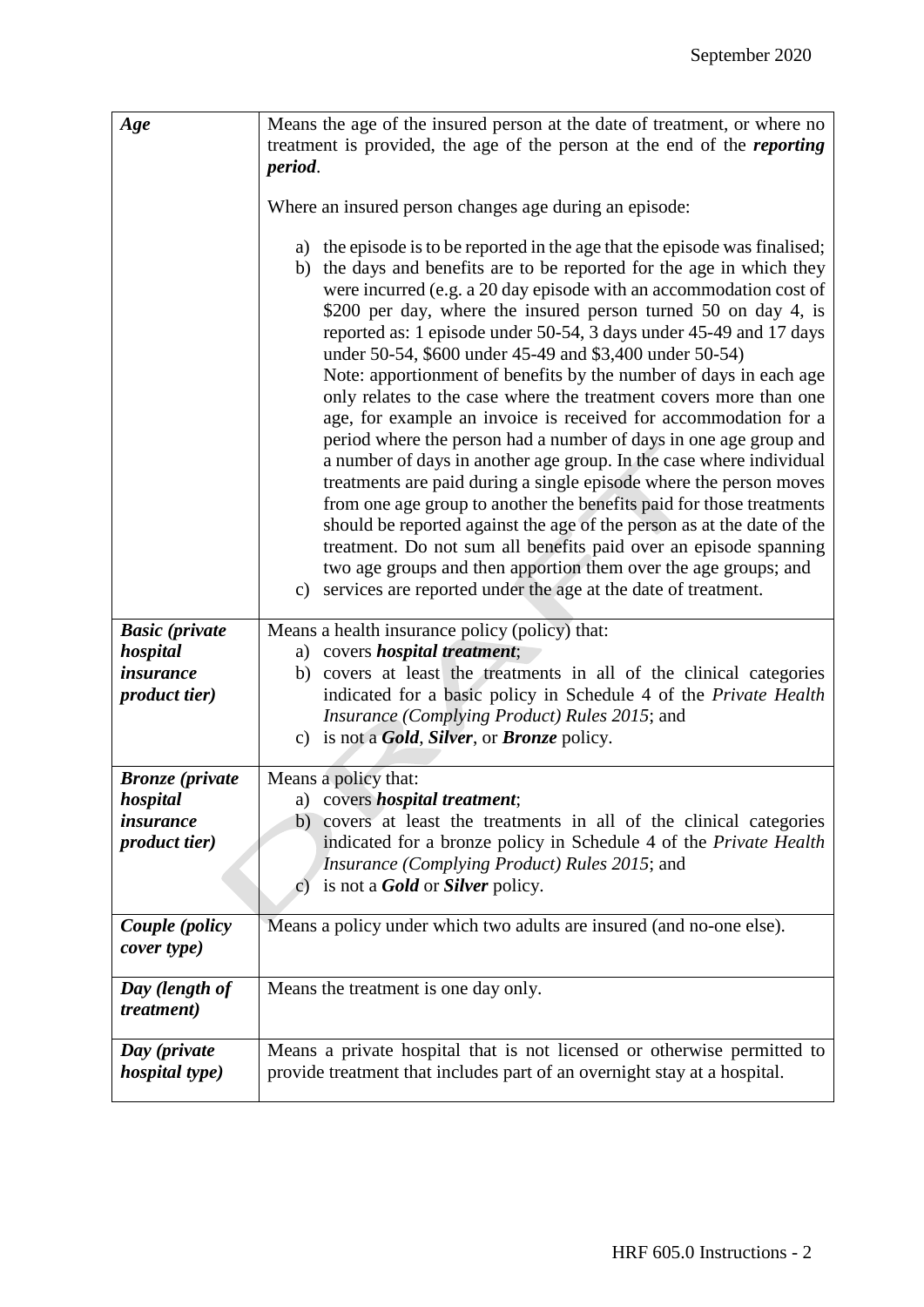| | |
|---|---|
| ***Age*** | Means the age of the insured person at the date of treatment, or where no treatment is provided, the age of the person at the end of the ***reporting period***.<br><br>Where an insured person changes age during an episode:<br><br>a) the episode is to be reported in the age that the episode was finalised;<br>b) the days and benefits are to be reported for the age in which they were incurred (e.g. a 20 day episode with an accommodation cost of $200 per day, where the insured person turned 50 on day 4, is reported as: 1 episode under 50-54, 3 days under 45-49 and 17 days under 50-54, $600 under 45-49 and $3,400 under 50-54)<br>Note: apportionment of benefits by the number of days in each age only relates to the case where the treatment covers more than one age, for example an invoice is received for accommodation for a period where the person had a number of days in one age group and a number of days in another age group. In the case where individual treatments are paid during a single episode where the person moves from one age group to another the benefits paid for those treatments should be reported against the age of the person as at the date of the treatment. Do not sum all benefits paid over an episode spanning two age groups and then apportion them over the age groups; and<br>c) services are reported under the age at the date of treatment. |
| ***Basic (private hospital insurance product tier)*** | Means a health insurance policy (policy) that:<br>a) covers ***hospital treatment***;<br>b) covers at least the treatments in all of the clinical categories indicated for a basic policy in Schedule 4 of the *Private Health Insurance (Complying Product) Rules 2015*; and<br>c) is not a ***Gold***, ***Silver***, or ***Bronze*** policy. |
| ***Bronze (private hospital insurance product tier)*** | Means a policy that:<br>a) covers ***hospital treatment***;<br>b) covers at least the treatments in all of the clinical categories indicated for a bronze policy in Schedule 4 of the *Private Health Insurance (Complying Product) Rules 2015*; and<br>c) is not a ***Gold*** or ***Silver*** policy. |
| ***Couple (policy cover type)*** | Means a policy under which two adults are insured (and no-one else). |
| ***Day (length of treatment)*** | Means the treatment is one day only. |
| ***Day (private hospital type)*** | Means a private hospital that is not licensed or otherwise permitted to provide treatment that includes part of an overnight stay at a hospital. |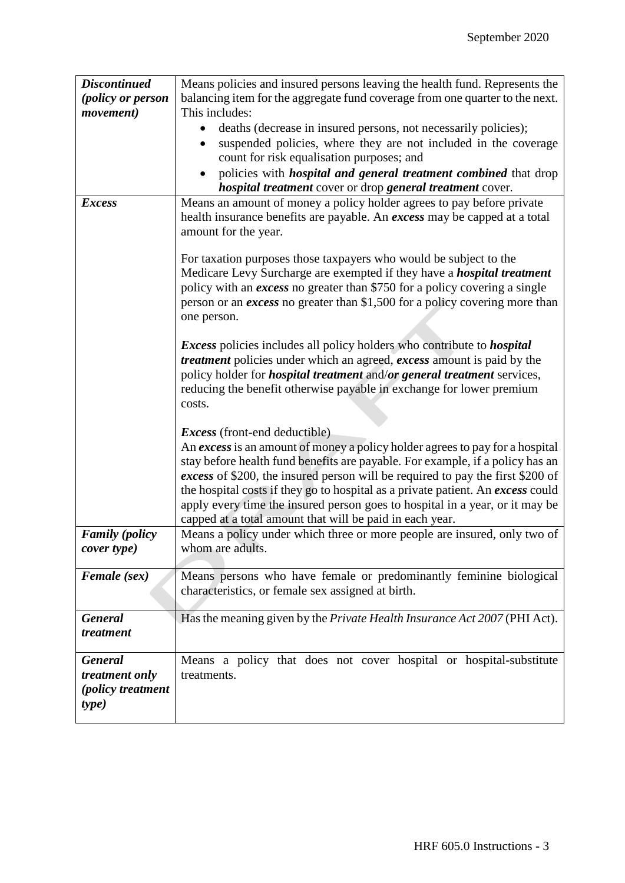| | |
|---|---|
| ***Discontinued (policy or person movement)*** | Means policies and insured persons leaving the health fund. Represents the balancing item for the aggregate fund coverage from one quarter to the next. This includes:<br>• deaths (decrease in insured persons, not necessarily policies);<br>• suspended policies, where they are not included in the coverage count for risk equalisation purposes; and<br>• policies with ***hospital and general treatment combined*** that drop ***hospital treatment*** cover or drop ***general treatment*** cover. |
| ***Excess*** | Means an amount of money a policy holder agrees to pay before private health insurance benefits are payable. An ***excess*** may be capped at a total amount for the year.<br><br>For taxation purposes those taxpayers who would be subject to the Medicare Levy Surcharge are exempted if they have a ***hospital treatment*** policy with an ***excess*** no greater than $750 for a policy covering a single person or an ***excess*** no greater than $1,500 for a policy covering more than one person.<br><br>***Excess*** policies includes all policy holders who contribute to ***hospital treatment*** policies under which an agreed, ***excess*** amount is paid by the policy holder for ***hospital treatment*** and/***or general treatment*** services, reducing the benefit otherwise payable in exchange for lower premium costs.<br><br>***Excess*** (front-end deductible)<br>An ***excess*** is an amount of money a policy holder agrees to pay for a hospital stay before health fund benefits are payable. For example, if a policy has an ***excess*** of $200, the insured person will be required to pay the first $200 of the hospital costs if they go to hospital as a private patient. An ***excess*** could apply every time the insured person goes to hospital in a year, or it may be capped at a total amount that will be paid in each year. |
| ***Family (policy cover type)*** | Means a policy under which three or more people are insured, only two of whom are adults. |
| ***Female (sex)*** | Means persons who have female or predominantly feminine biological characteristics, or female sex assigned at birth. |
| ***General treatment*** | Has the meaning given by the *Private Health Insurance Act 2007* (PHI Act). |
| ***General treatment only (policy treatment type)*** | Means a policy that does not cover hospital or hospital-substitute treatments. |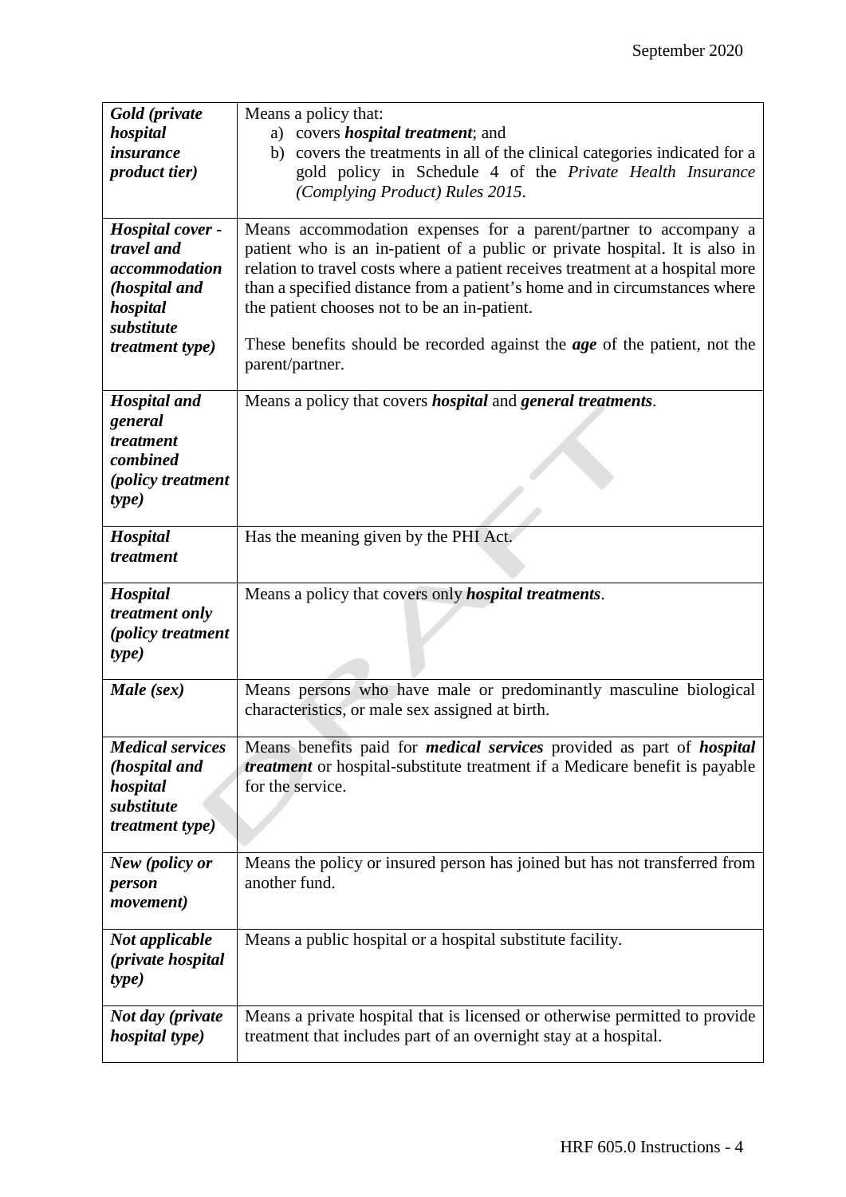| | |
|---|---|
| ***Gold (private hospital insurance product tier)*** | Means a policy that:<br>a) covers ***hospital treatment***; and<br>b) covers the treatments in all of the clinical categories indicated for a gold policy in Schedule 4 of the *Private Health Insurance (Complying Product) Rules 2015*. |
| ***Hospital cover - travel and accommodation (hospital and hospital substitute treatment type)*** | Means accommodation expenses for a parent/partner to accompany a patient who is an in-patient of a public or private hospital. It is also in relation to travel costs where a patient receives treatment at a hospital more than a specified distance from a patient's home and in circumstances where the patient chooses not to be an in-patient.<br><br>These benefits should be recorded against the ***age*** of the patient, not the parent/partner. |
| ***Hospital and general treatment combined (policy treatment type)*** | Means a policy that covers ***hospital*** and ***general treatments***. |
| ***Hospital treatment*** | Has the meaning given by the PHI Act. |
| ***Hospital treatment only (policy treatment type)*** | Means a policy that covers only ***hospital treatments***. |
| ***Male (sex)*** | Means persons who have male or predominantly masculine biological characteristics, or male sex assigned at birth. |
| ***Medical services (hospital and hospital substitute treatment type)*** | Means benefits paid for ***medical services*** provided as part of ***hospital treatment*** or hospital-substitute treatment if a Medicare benefit is payable for the service. |
| ***New (policy or person movement)*** | Means the policy or insured person has joined but has not transferred from another fund. |
| ***Not applicable (private hospital type)*** | Means a public hospital or a hospital substitute facility. |
| ***Not day (private hospital type)*** | Means a private hospital that is licensed or otherwise permitted to provide treatment that includes part of an overnight stay at a hospital. |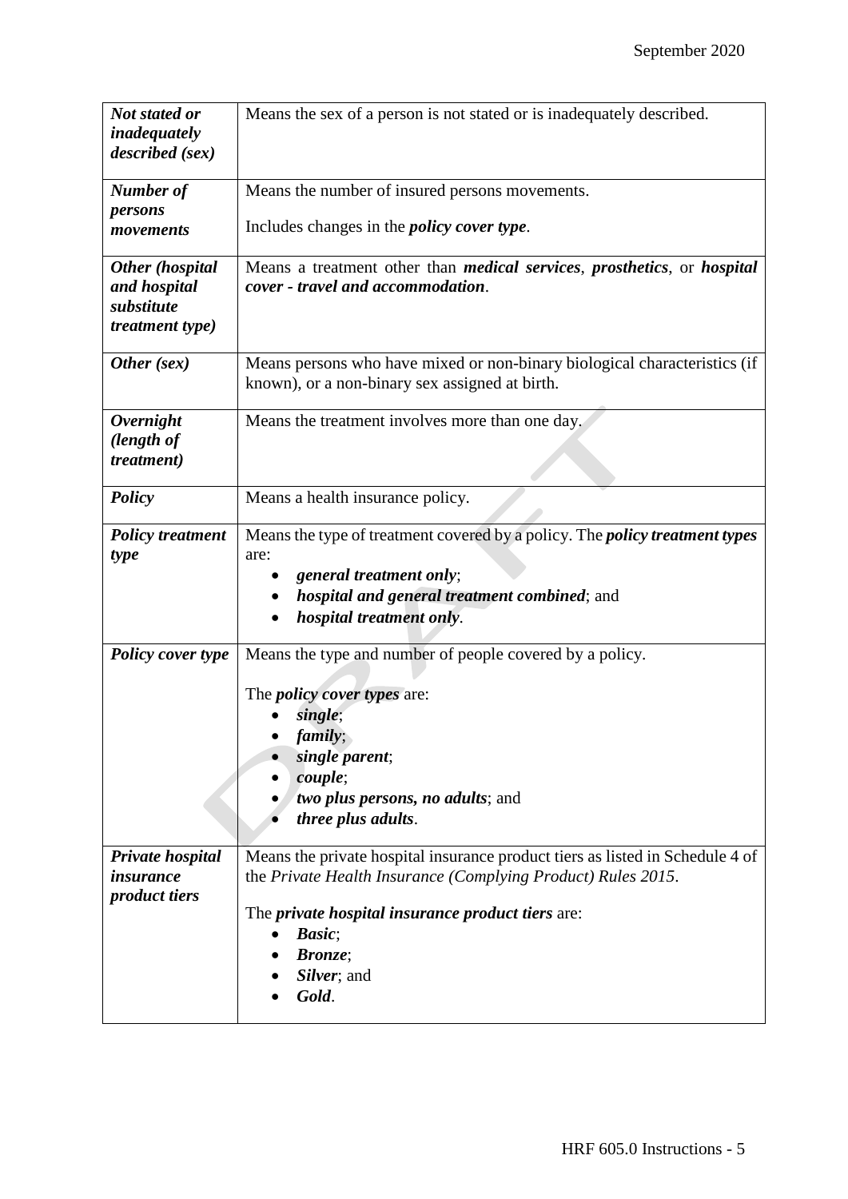| | |
|---|---|
| ***Not stated or inadequately described (sex)*** | Means the sex of a person is not stated or is inadequately described. |
| ***Number of persons movements*** | Means the number of insured persons movements.<br><br>Includes changes in the ***policy cover type***. |
| ***Other (hospital and hospital substitute treatment type)*** | Means a treatment other than ***medical services***, ***prosthetics***, or ***hospital cover - travel and accommodation***. |
| ***Other (sex)*** | Means persons who have mixed or non-binary biological characteristics (if known), or a non-binary sex assigned at birth. |
| ***Overnight (length of treatment)*** | Means the treatment involves more than one day. |
| ***Policy*** | Means a health insurance policy. |
| ***Policy treatment type*** | Means the type of treatment covered by a policy. The ***policy treatment types*** are:<br>• ***general treatment only***;<br>• ***hospital and general treatment combined***; and<br>• ***hospital treatment only***. |
| ***Policy cover type*** | Means the type and number of people covered by a policy.<br><br>The ***policy cover types*** are:<br>• ***single***;<br>• ***family***;<br>• ***single parent***;<br>• ***couple***;<br>• ***two plus persons, no adults***; and<br>• ***three plus adults***. |
| ***Private hospital insurance product tiers*** | Means the private hospital insurance product tiers as listed in Schedule 4 of the *Private Health Insurance (Complying Product) Rules 2015*.<br><br>The ***private hospital insurance product tiers*** are:<br>• ***Basic***;<br>• ***Bronze***;<br>• ***Silver***; and<br>• ***Gold***. |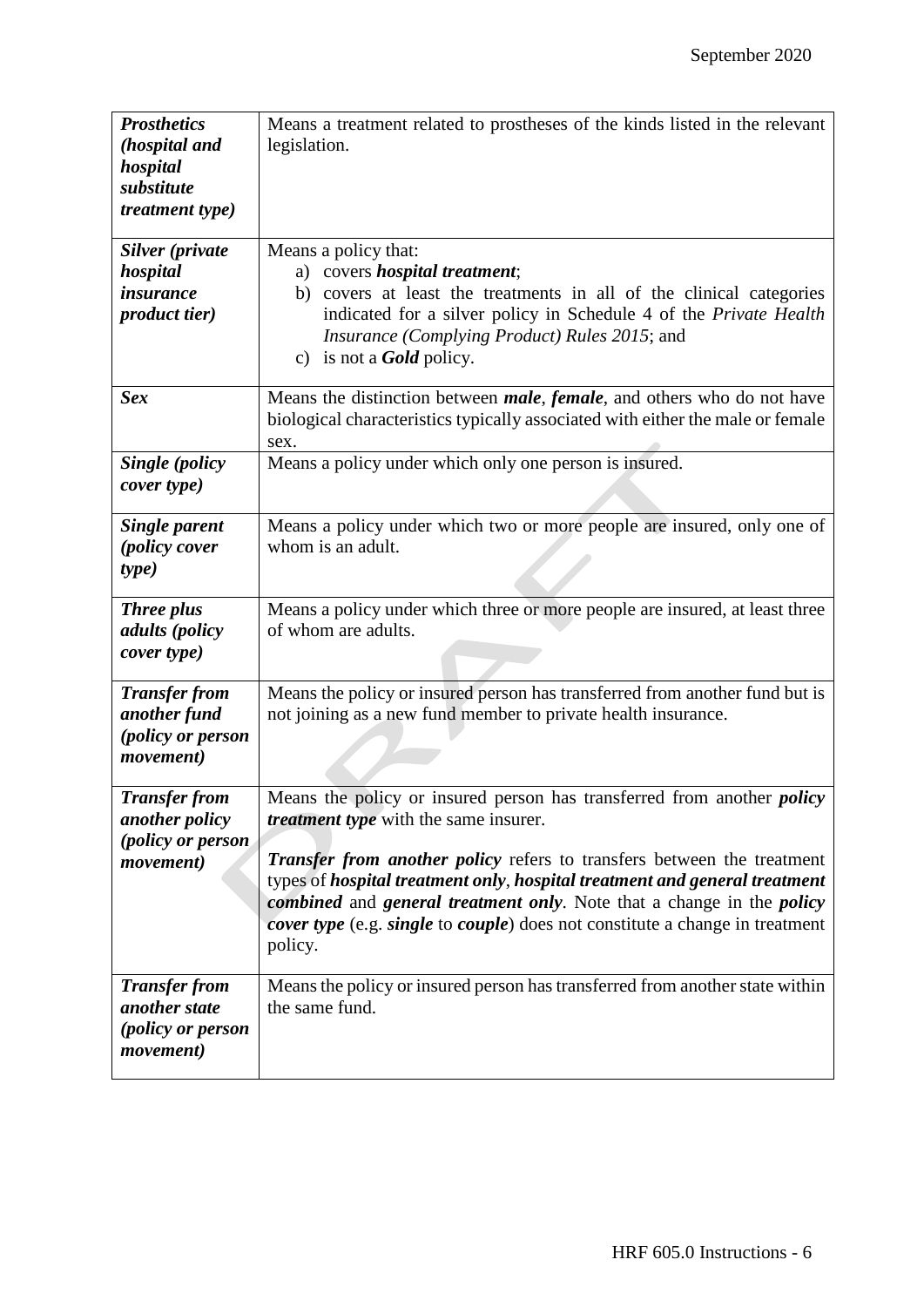| | |
|---|---|
| ***Prosthetics (hospital and hospital substitute treatment type)*** | Means a treatment related to prostheses of the kinds listed in the relevant legislation. |
| ***Silver (private hospital insurance product tier)*** | Means a policy that:<br>a) covers ***hospital treatment***;<br>b) covers at least the treatments in all of the clinical categories indicated for a silver policy in Schedule 4 of the *Private Health Insurance (Complying Product) Rules 2015*; and<br>c) is not a ***Gold*** policy. |
| ***Sex*** | Means the distinction between ***male***, ***female***, and others who do not have biological characteristics typically associated with either the male or female sex. |
| ***Single (policy cover type)*** | Means a policy under which only one person is insured. |
| ***Single parent (policy cover type)*** | Means a policy under which two or more people are insured, only one of whom is an adult. |
| ***Three plus adults (policy cover type)*** | Means a policy under which three or more people are insured, at least three of whom are adults. |
| ***Transfer from another fund (policy or person movement)*** | Means the policy or insured person has transferred from another fund but is not joining as a new fund member to private health insurance. |
| ***Transfer from another policy (policy or person movement)*** | Means the policy or insured person has transferred from another ***policy treatment type*** with the same insurer.<br><br>***Transfer from another policy*** refers to transfers between the treatment types of ***hospital treatment only***, ***hospital treatment and general treatment combined*** and ***general treatment only***. Note that a change in the ***policy cover type*** (e.g. ***single*** to ***couple***) does not constitute a change in treatment policy. |
| ***Transfer from another state (policy or person movement)*** | Means the policy or insured person has transferred from another state within the same fund. |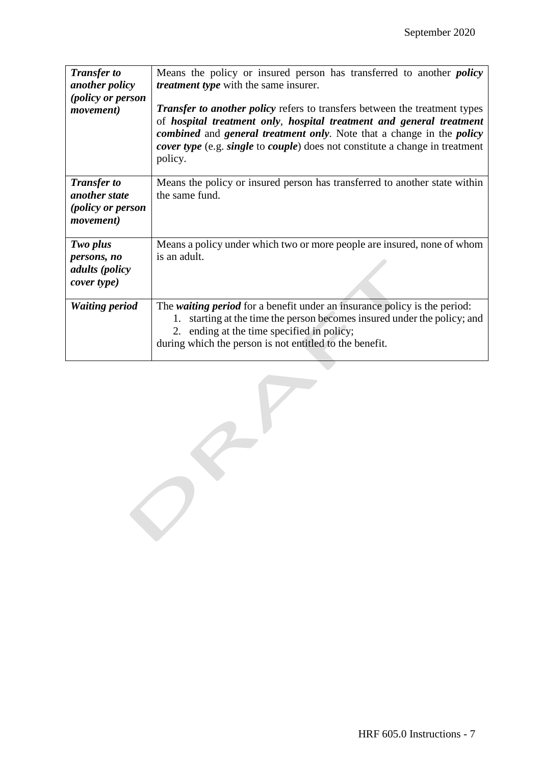| | |
|---|---|
| ***Transfer to another policy (policy or person movement)*** | Means the policy or insured person has transferred to another ***policy treatment type*** with the same insurer.<br><br>***Transfer to another policy*** refers to transfers between the treatment types of ***hospital treatment only***, ***hospital treatment and general treatment combined*** and ***general treatment only***. Note that a change in the ***policy cover type*** (e.g. ***single*** to ***couple***) does not constitute a change in treatment policy. |
| ***Transfer to another state (policy or person movement)*** | Means the policy or insured person has transferred to another state within the same fund. |
| ***Two plus persons, no adults (policy cover type)*** | Means a policy under which two or more people are insured, none of whom is an adult. |
| ***Waiting period*** | The ***waiting period*** for a benefit under an insurance policy is the period:<br>1. starting at the time the person becomes insured under the policy; and<br>2. ending at the time specified in policy;<br>during which the person is not entitled to the benefit. |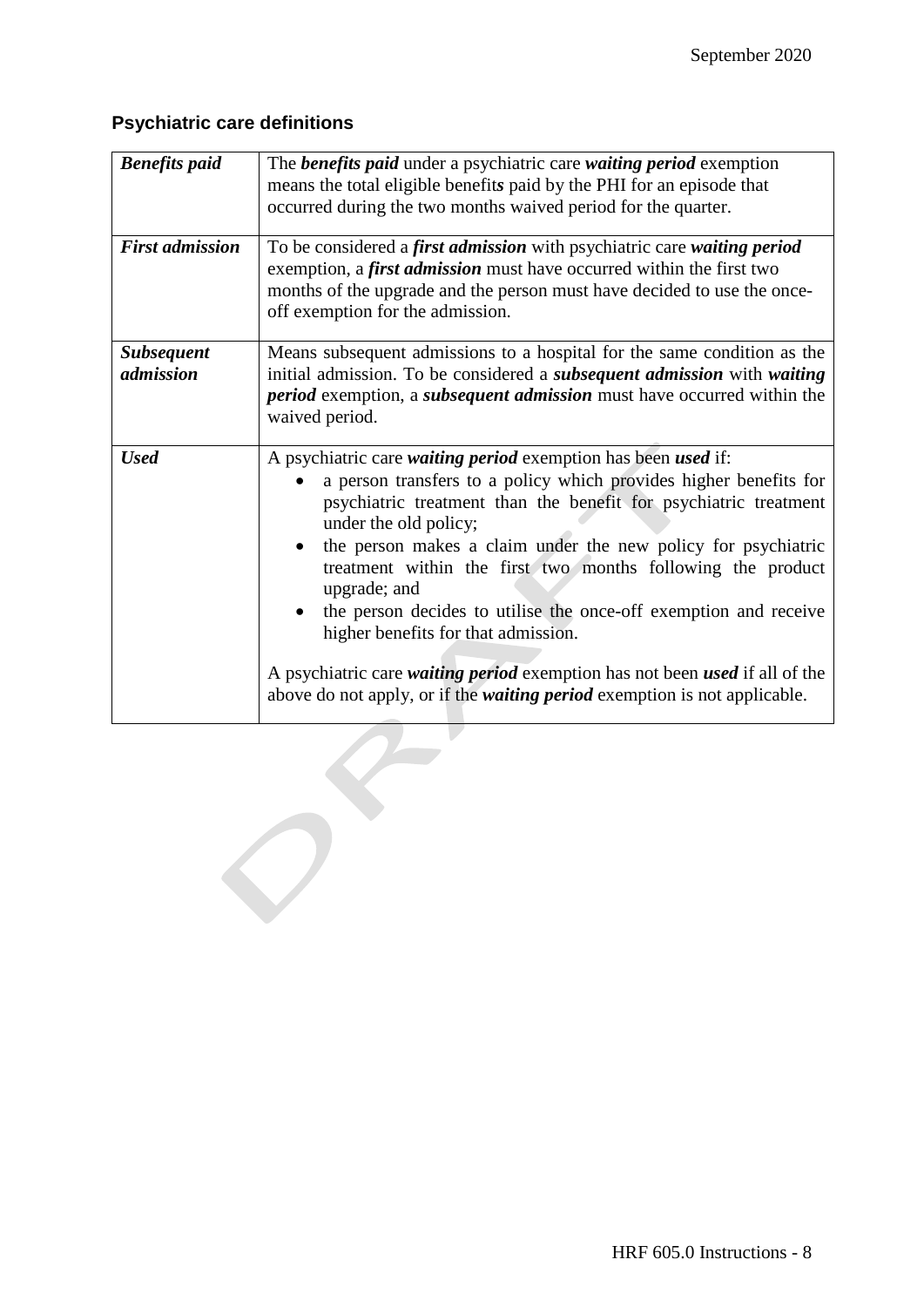## Psychiatric care definitions

| | |
|---|---|
| ***Benefits paid*** | The ***benefits paid*** under a psychiatric care ***waiting period*** exemption means the total eligible benefit***s*** paid by the PHI for an episode that occurred during the two months waived period for the quarter. |
| ***First admission*** | To be considered a ***first admission*** with psychiatric care ***waiting period*** exemption, a ***first admission*** must have occurred within the first two months of the upgrade and the person must have decided to use the once-off exemption for the admission. |
| ***Subsequent admission*** | Means subsequent admissions to a hospital for the same condition as the initial admission. To be considered a ***subsequent admission*** with ***waiting period*** exemption, a ***subsequent admission*** must have occurred within the waived period. |
| ***Used*** | A psychiatric care ***waiting period*** exemption has been ***used*** if:<br>• a person transfers to a policy which provides higher benefits for psychiatric treatment than the benefit for psychiatric treatment under the old policy;<br>• the person makes a claim under the new policy for psychiatric treatment within the first two months following the product upgrade; and<br>• the person decides to utilise the once-off exemption and receive higher benefits for that admission.<br><br>A psychiatric care ***waiting period*** exemption has not been ***used*** if all of the above do not apply, or if the ***waiting period*** exemption is not applicable. |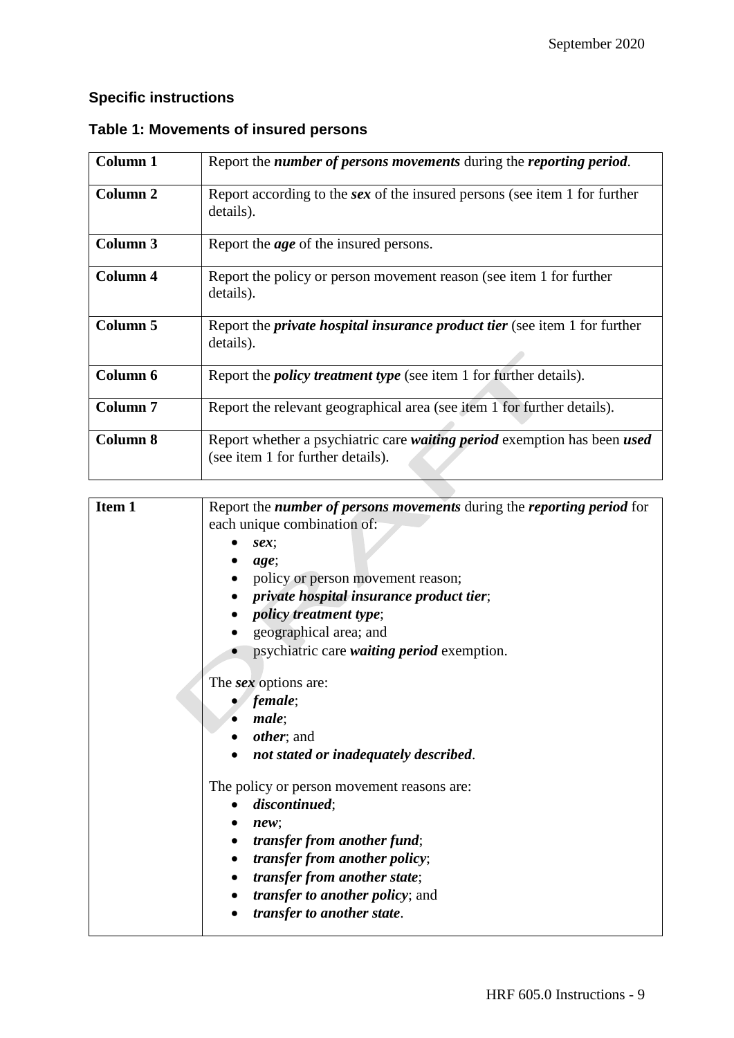## Specific instructions

### Table 1: Movements of insured persons

| | |
|---|---|
| **Column 1** | Report the ***number of persons movements*** during the ***reporting period***. |
| **Column 2** | Report according to the ***sex*** of the insured persons (see item 1 for further details). |
| **Column 3** | Report the ***age*** of the insured persons. |
| **Column 4** | Report the policy or person movement reason (see item 1 for further details). |
| **Column 5** | Report the ***private hospital insurance product tier*** (see item 1 for further details). |
| **Column 6** | Report the ***policy treatment type*** (see item 1 for further details). |
| **Column 7** | Report the relevant geographical area (see item 1 for further details). |
| **Column 8** | Report whether a psychiatric care ***waiting period*** exemption has been ***used*** (see item 1 for further details). |

| | |
|---|---|
| **Item 1** | Report the ***number of persons movements*** during the ***reporting period*** for each unique combination of:<br>• ***sex***;<br>• ***age***;<br>• policy or person movement reason;<br>• ***private hospital insurance product tier***;<br>• ***policy treatment type***;<br>• geographical area; and<br>• psychiatric care ***waiting period*** exemption.<br><br>The ***sex*** options are:<br>• ***female***;<br>• ***male***;<br>• ***other***; and<br>• ***not stated or inadequately described***.<br><br>The policy or person movement reasons are:<br>• ***discontinued***;<br>• ***new***;<br>• ***transfer from another fund***;<br>• ***transfer from another policy***;<br>• ***transfer from another state***;<br>• ***transfer to another policy***; and<br>• ***transfer to another state***. |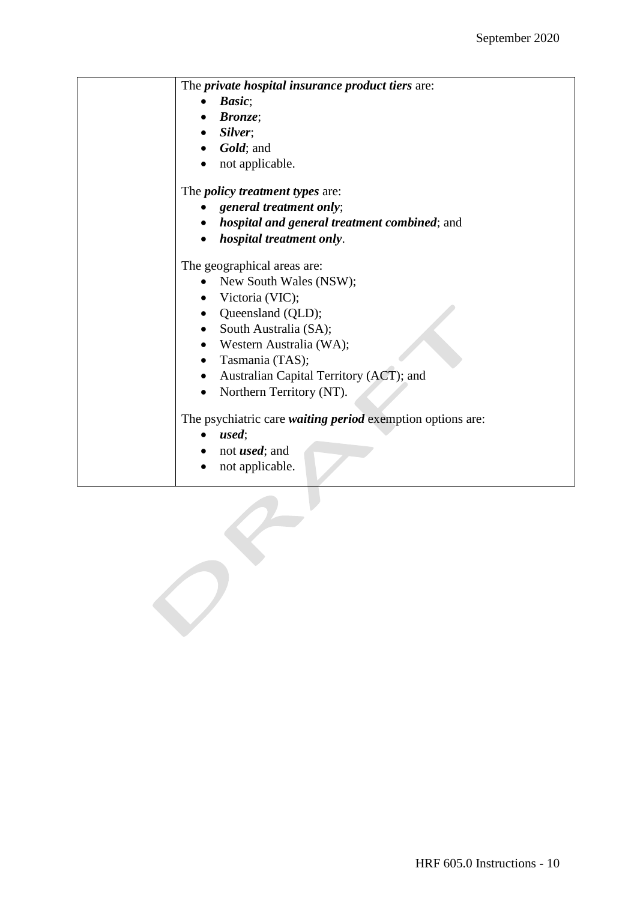The ***private hospital insurance product tiers*** are:

- ***Basic***;
- ***Bronze***;
- ***Silver***;
- ***Gold***; and
- not applicable.

The ***policy treatment types*** are:

- ***general treatment only***;
- ***hospital and general treatment combined***; and
- ***hospital treatment only***.

The geographical areas are:

- New South Wales (NSW);
- Victoria (VIC);
- Queensland (QLD);
- South Australia (SA);
- Western Australia (WA);
- Tasmania (TAS);
- Australian Capital Territory (ACT); and
- Northern Territory (NT).

The psychiatric care ***waiting period*** exemption options are:

- ***used***;
- not ***used***; and
- not applicable.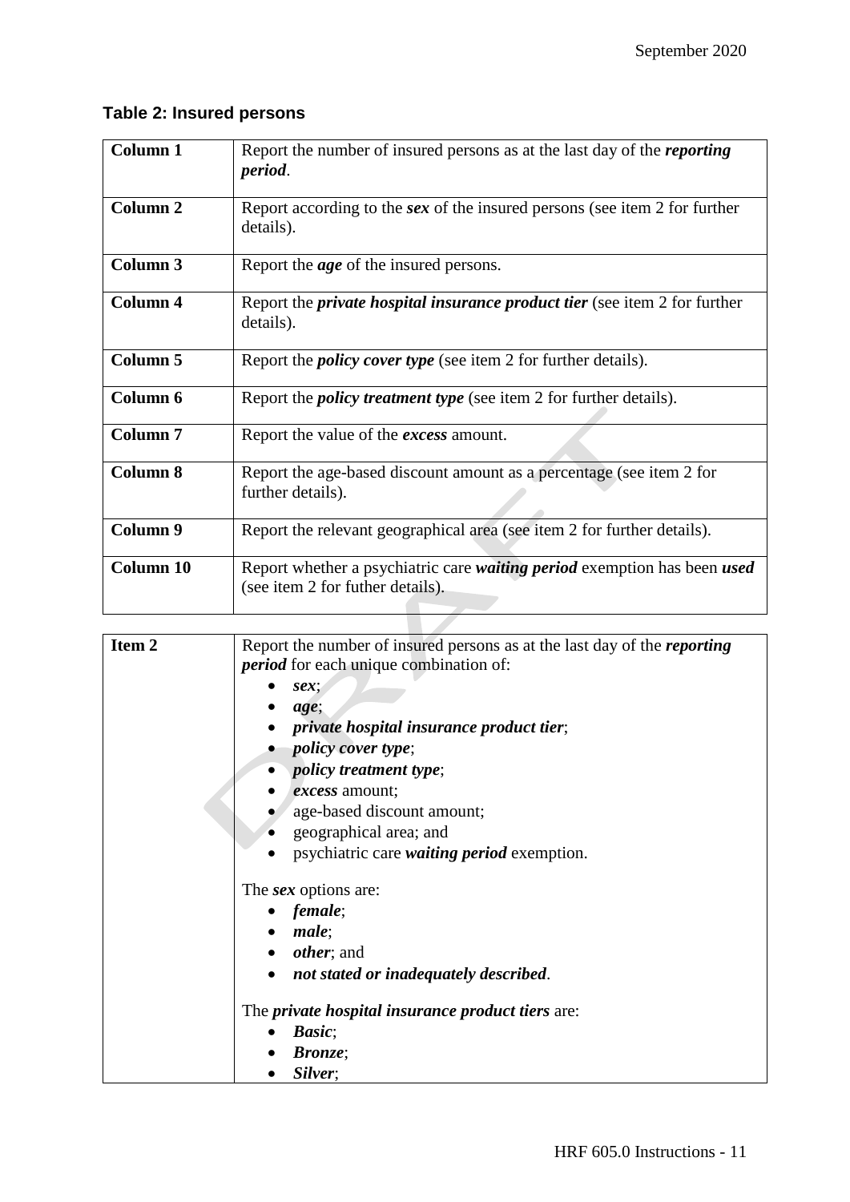**Table 2: Insured persons**

| | |
|---|---|
| **Column 1** | Report the number of insured persons as at the last day of the ***reporting period***. |
| **Column 2** | Report according to the ***sex*** of the insured persons (see item 2 for further details). |
| **Column 3** | Report the ***age*** of the insured persons. |
| **Column 4** | Report the ***private hospital insurance product tier*** (see item 2 for further details). |
| **Column 5** | Report the ***policy cover type*** (see item 2 for further details). |
| **Column 6** | Report the ***policy treatment type*** (see item 2 for further details). |
| **Column 7** | Report the value of the ***excess*** amount. |
| **Column 8** | Report the age-based discount amount as a percentage (see item 2 for further details). |
| **Column 9** | Report the relevant geographical area (see item 2 for further details). |
| **Column 10** | Report whether a psychiatric care ***waiting period*** exemption has been ***used*** (see item 2 for futher details). |

| | |
|---|---|
| **Item 2** | Report the number of insured persons as at the last day of the ***reporting period*** for each unique combination of:<br>• ***sex***;<br>• ***age***;<br>• ***private hospital insurance product tier***;<br>• ***policy cover type***;<br>• ***policy treatment type***;<br>• ***excess*** amount;<br>• age-based discount amount;<br>• geographical area; and<br>• psychiatric care ***waiting period*** exemption.<br><br>The ***sex*** options are:<br>• ***female***;<br>• ***male***;<br>• ***other***; and<br>• ***not stated or inadequately described***.<br><br>The ***private hospital insurance product tiers*** are:<br>• ***Basic***;<br>• ***Bronze***;<br>• ***Silver***; |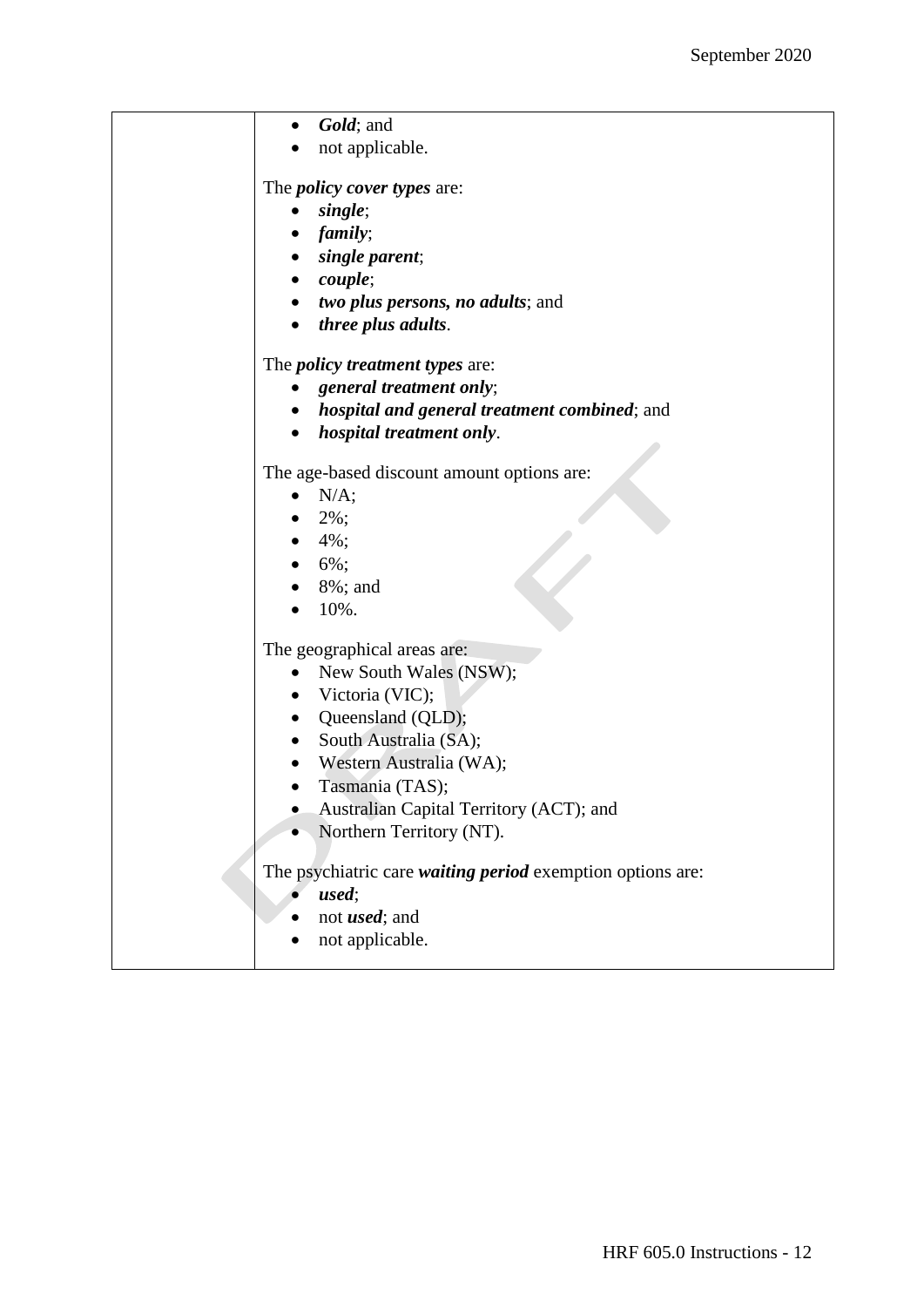|  | - ***Gold***; and<br>- not applicable.<br><br>The ***policy cover types*** are:<br>- ***single***;<br>- ***family***;<br>- ***single parent***;<br>- ***couple***;<br>- ***two plus persons, no adults***; and<br>- ***three plus adults***.<br><br>The ***policy treatment types*** are:<br>- ***general treatment only***;<br>- ***hospital and general treatment combined***; and<br>- ***hospital treatment only***.<br><br>The age-based discount amount options are:<br>- N/A;<br>- 2%;<br>- 4%;<br>- 6%;<br>- 8%; and<br>- 10%.<br><br>The geographical areas are:<br>- New South Wales (NSW);<br>- Victoria (VIC);<br>- Queensland (QLD);<br>- South Australia (SA);<br>- Western Australia (WA);<br>- Tasmania (TAS);<br>- Australian Capital Territory (ACT); and<br>- Northern Territory (NT).<br><br>The psychiatric care ***waiting period*** exemption options are:<br>- ***used***;<br>- not ***used***; and<br>- not applicable. |
|---|---|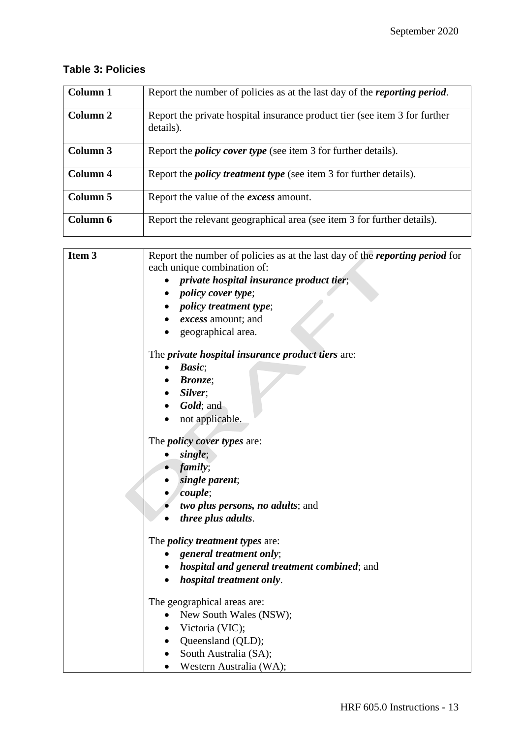### Table 3: Policies

| | |
|---|---|
| **Column 1** | Report the number of policies as at the last day of the ***reporting period***. |
| **Column 2** | Report the private hospital insurance product tier (see item 3 for further details). |
| **Column 3** | Report the ***policy cover type*** (see item 3 for further details). |
| **Column 4** | Report the ***policy treatment type*** (see item 3 for further details). |
| **Column 5** | Report the value of the ***excess*** amount. |
| **Column 6** | Report the relevant geographical area (see item 3 for further details). |

| | |
|---|---|
| **Item 3** | Report the number of policies as at the last day of the ***reporting period*** for each unique combination of:<br>• ***private hospital insurance product tier***;<br>• ***policy cover type***;<br>• ***policy treatment type***;<br>• ***excess*** amount; and<br>• geographical area.<br><br>The ***private hospital insurance product tiers*** are:<br>• ***Basic***;<br>• ***Bronze***;<br>• ***Silver***;<br>• ***Gold***; and<br>• not applicable.<br><br>The ***policy cover types*** are:<br>• ***single***;<br>• ***family***;<br>• ***single parent***;<br>• ***couple***;<br>• ***two plus persons, no adults***; and<br>• ***three plus adults***.<br><br>The ***policy treatment types*** are:<br>• ***general treatment only***;<br>• ***hospital and general treatment combined***; and<br>• ***hospital treatment only***.<br><br>The geographical areas are:<br>• New South Wales (NSW);<br>• Victoria (VIC);<br>• Queensland (QLD);<br>• South Australia (SA);<br>• Western Australia (WA); |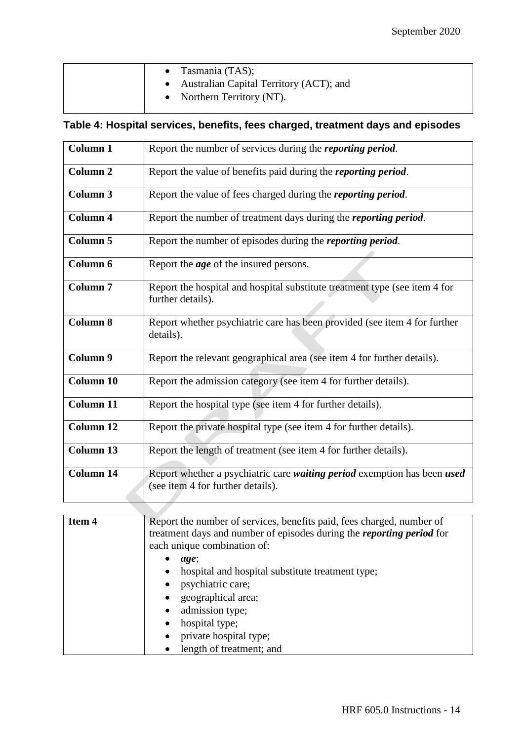| | |
|---|---|
| | • Tasmania (TAS);<br>• Australian Capital Territory (ACT); and<br>• Northern Territory (NT). |

### Table 4: Hospital services, benefits, fees charged, treatment days and episodes

| | |
|---|---|
| **Column 1** | Report the number of services during the ***reporting period***. |
| **Column 2** | Report the value of benefits paid during the ***reporting period***. |
| **Column 3** | Report the value of fees charged during the ***reporting period***. |
| **Column 4** | Report the number of treatment days during the ***reporting period***. |
| **Column 5** | Report the number of episodes during the ***reporting period***. |
| **Column 6** | Report the ***age*** of the insured persons. |
| **Column 7** | Report the hospital and hospital substitute treatment type (see item 4 for further details). |
| **Column 8** | Report whether psychiatric care has been provided (see item 4 for further details). |
| **Column 9** | Report the relevant geographical area (see item 4 for further details). |
| **Column 10** | Report the admission category (see item 4 for further details). |
| **Column 11** | Report the hospital type (see item 4 for further details). |
| **Column 12** | Report the private hospital type (see item 4 for further details). |
| **Column 13** | Report the length of treatment (see item 4 for further details). |
| **Column 14** | Report whether a psychiatric care ***waiting period*** exemption has been ***used*** (see item 4 for further details). |

| | |
|---|---|
| **Item 4** | Report the number of services, benefits paid, fees charged, number of treatment days and number of episodes during the ***reporting period*** for each unique combination of:<br>• ***age***;<br>• hospital and hospital substitute treatment type;<br>• psychiatric care;<br>• geographical area;<br>• admission type;<br>• hospital type;<br>• private hospital type;<br>• length of treatment; and |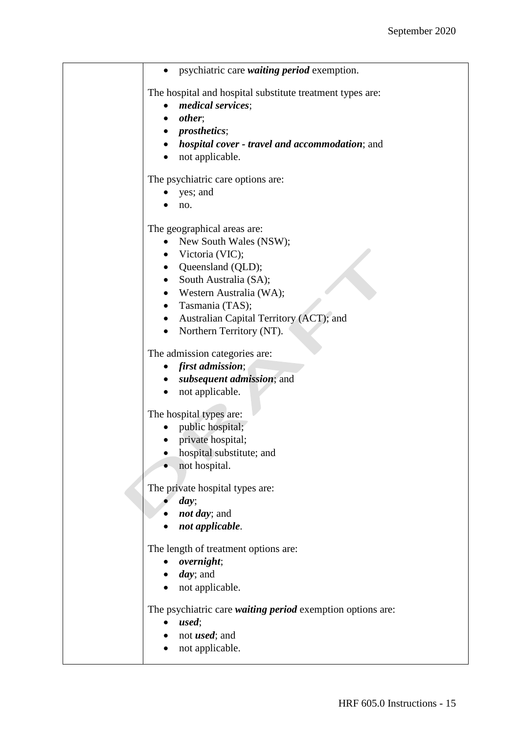- psychiatric care ***waiting period*** exemption.

The hospital and hospital substitute treatment types are:

- ***medical services***;
- ***other***;
- ***prosthetics***;
- ***hospital cover - travel and accommodation***; and
- not applicable.

The psychiatric care options are:

- yes; and
- no.

The geographical areas are:

- New South Wales (NSW);
- Victoria (VIC);
- Queensland (QLD);
- South Australia (SA);
- Western Australia (WA);
- Tasmania (TAS);
- Australian Capital Territory (ACT); and
- Northern Territory (NT).

The admission categories are:

- ***first admission***;
- ***subsequent admission***; and
- not applicable.

The hospital types are:

- public hospital;
- private hospital;
- hospital substitute; and
- not hospital.

The private hospital types are:

- ***day***;
- ***not day***; and
- ***not applicable***.

The length of treatment options are:

- ***overnight***;
- ***day***; and
- not applicable.

The psychiatric care ***waiting period*** exemption options are:

- ***used***;
- not ***used***; and
- not applicable.